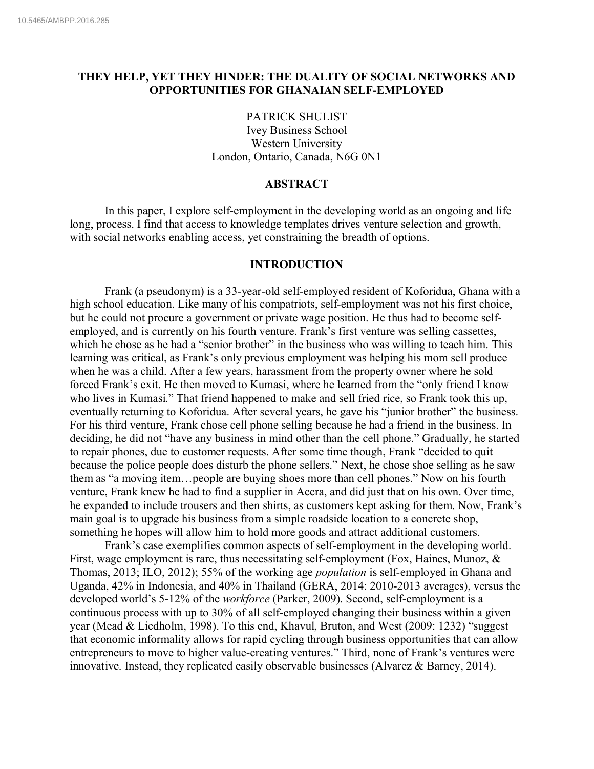10.5465/AMBPP.2016.285

# THEY HELP, YET THEY HINDER: THE DUALITY OF SOCIAL NETWORKS AND OPPORTUNITIES FOR GHANAIAN SELF-EMPLOYED

PATRICK SHULIST
Ivey Business School
Western University
London, Ontario, Canada, N6G 0N1

## ABSTRACT

In this paper, I explore self-employment in the developing world as an ongoing and life long, process. I find that access to knowledge templates drives venture selection and growth, with social networks enabling access, yet constraining the breadth of options.

## INTRODUCTION

Frank (a pseudonym) is a 33-year-old self-employed resident of Koforidua, Ghana with a high school education. Like many of his compatriots, self-employment was not his first choice, but he could not procure a government or private wage position. He thus had to become self-employed, and is currently on his fourth venture. Frank's first venture was selling cassettes, which he chose as he had a "senior brother" in the business who was willing to teach him. This learning was critical, as Frank's only previous employment was helping his mom sell produce when he was a child. After a few years, harassment from the property owner where he sold forced Frank's exit. He then moved to Kumasi, where he learned from the "only friend I know who lives in Kumasi." That friend happened to make and sell fried rice, so Frank took this up, eventually returning to Koforidua. After several years, he gave his "junior brother" the business. For his third venture, Frank chose cell phone selling because he had a friend in the business. In deciding, he did not "have any business in mind other than the cell phone." Gradually, he started to repair phones, due to customer requests. After some time though, Frank "decided to quit because the police people does disturb the phone sellers." Next, he chose shoe selling as he saw them as "a moving item…people are buying shoes more than cell phones." Now on his fourth venture, Frank knew he had to find a supplier in Accra, and did just that on his own. Over time, he expanded to include trousers and then shirts, as customers kept asking for them. Now, Frank's main goal is to upgrade his business from a simple roadside location to a concrete shop, something he hopes will allow him to hold more goods and attract additional customers.

Frank's case exemplifies common aspects of self-employment in the developing world. First, wage employment is rare, thus necessitating self-employment (Fox, Haines, Munoz, & Thomas, 2013; ILO, 2012); 55% of the working age *population* is self-employed in Ghana and Uganda, 42% in Indonesia, and 40% in Thailand (GERA, 2014: 2010-2013 averages), versus the developed world's 5-12% of the *workforce* (Parker, 2009). Second, self-employment is a continuous process with up to 30% of all self-employed changing their business within a given year (Mead & Liedholm, 1998). To this end, Khavul, Bruton, and West (2009: 1232) "suggest that economic informality allows for rapid cycling through business opportunities that can allow entrepreneurs to move to higher value-creating ventures." Third, none of Frank's ventures were innovative. Instead, they replicated easily observable businesses (Alvarez & Barney, 2014).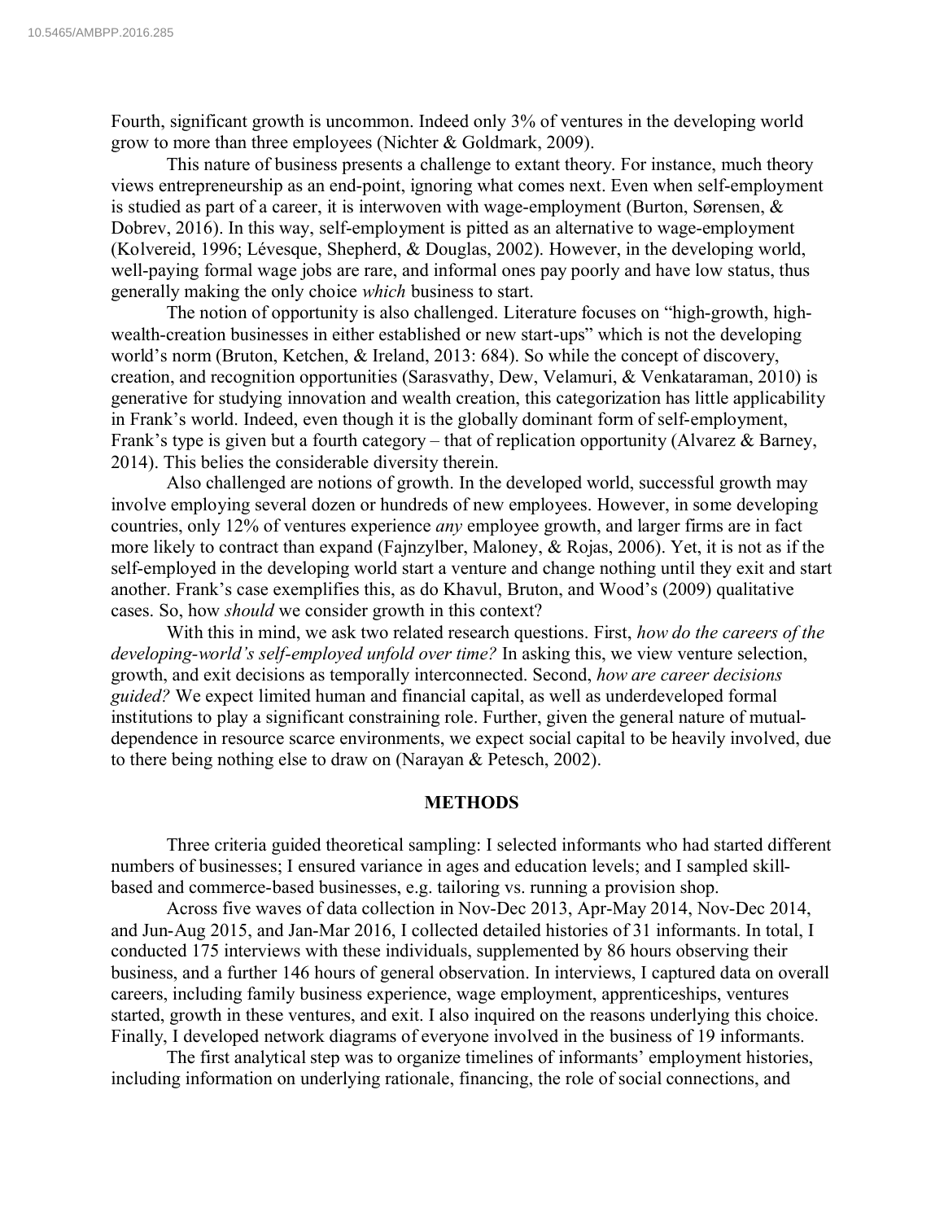Fourth, significant growth is uncommon. Indeed only 3% of ventures in the developing world grow to more than three employees (Nichter & Goldmark, 2009).

This nature of business presents a challenge to extant theory. For instance, much theory views entrepreneurship as an end-point, ignoring what comes next. Even when self-employment is studied as part of a career, it is interwoven with wage-employment (Burton, Sørensen, & Dobrev, 2016). In this way, self-employment is pitted as an alternative to wage-employment (Kolvereid, 1996; Lévesque, Shepherd, & Douglas, 2002). However, in the developing world, well-paying formal wage jobs are rare, and informal ones pay poorly and have low status, thus generally making the only choice *which* business to start.

The notion of opportunity is also challenged. Literature focuses on "high-growth, high-wealth-creation businesses in either established or new start-ups" which is not the developing world's norm (Bruton, Ketchen, & Ireland, 2013: 684). So while the concept of discovery, creation, and recognition opportunities (Sarasvathy, Dew, Velamuri, & Venkataraman, 2010) is generative for studying innovation and wealth creation, this categorization has little applicability in Frank's world. Indeed, even though it is the globally dominant form of self-employment, Frank's type is given but a fourth category – that of replication opportunity (Alvarez & Barney, 2014). This belies the considerable diversity therein.

Also challenged are notions of growth. In the developed world, successful growth may involve employing several dozen or hundreds of new employees. However, in some developing countries, only 12% of ventures experience *any* employee growth, and larger firms are in fact more likely to contract than expand (Fajnzylber, Maloney, & Rojas, 2006). Yet, it is not as if the self-employed in the developing world start a venture and change nothing until they exit and start another. Frank's case exemplifies this, as do Khavul, Bruton, and Wood's (2009) qualitative cases. So, how *should* we consider growth in this context?

With this in mind, we ask two related research questions. First, *how do the careers of the developing-world's self-employed unfold over time?* In asking this, we view venture selection, growth, and exit decisions as temporally interconnected. Second, *how are career decisions guided?* We expect limited human and financial capital, as well as underdeveloped formal institutions to play a significant constraining role. Further, given the general nature of mutual-dependence in resource scarce environments, we expect social capital to be heavily involved, due to there being nothing else to draw on (Narayan & Petesch, 2002).

## METHODS

Three criteria guided theoretical sampling: I selected informants who had started different numbers of businesses; I ensured variance in ages and education levels; and I sampled skill-based and commerce-based businesses, e.g. tailoring vs. running a provision shop.

Across five waves of data collection in Nov-Dec 2013, Apr-May 2014, Nov-Dec 2014, and Jun-Aug 2015, and Jan-Mar 2016, I collected detailed histories of 31 informants. In total, I conducted 175 interviews with these individuals, supplemented by 86 hours observing their business, and a further 146 hours of general observation. In interviews, I captured data on overall careers, including family business experience, wage employment, apprenticeships, ventures started, growth in these ventures, and exit. I also inquired on the reasons underlying this choice. Finally, I developed network diagrams of everyone involved in the business of 19 informants.

The first analytical step was to organize timelines of informants' employment histories, including information on underlying rationale, financing, the role of social connections, and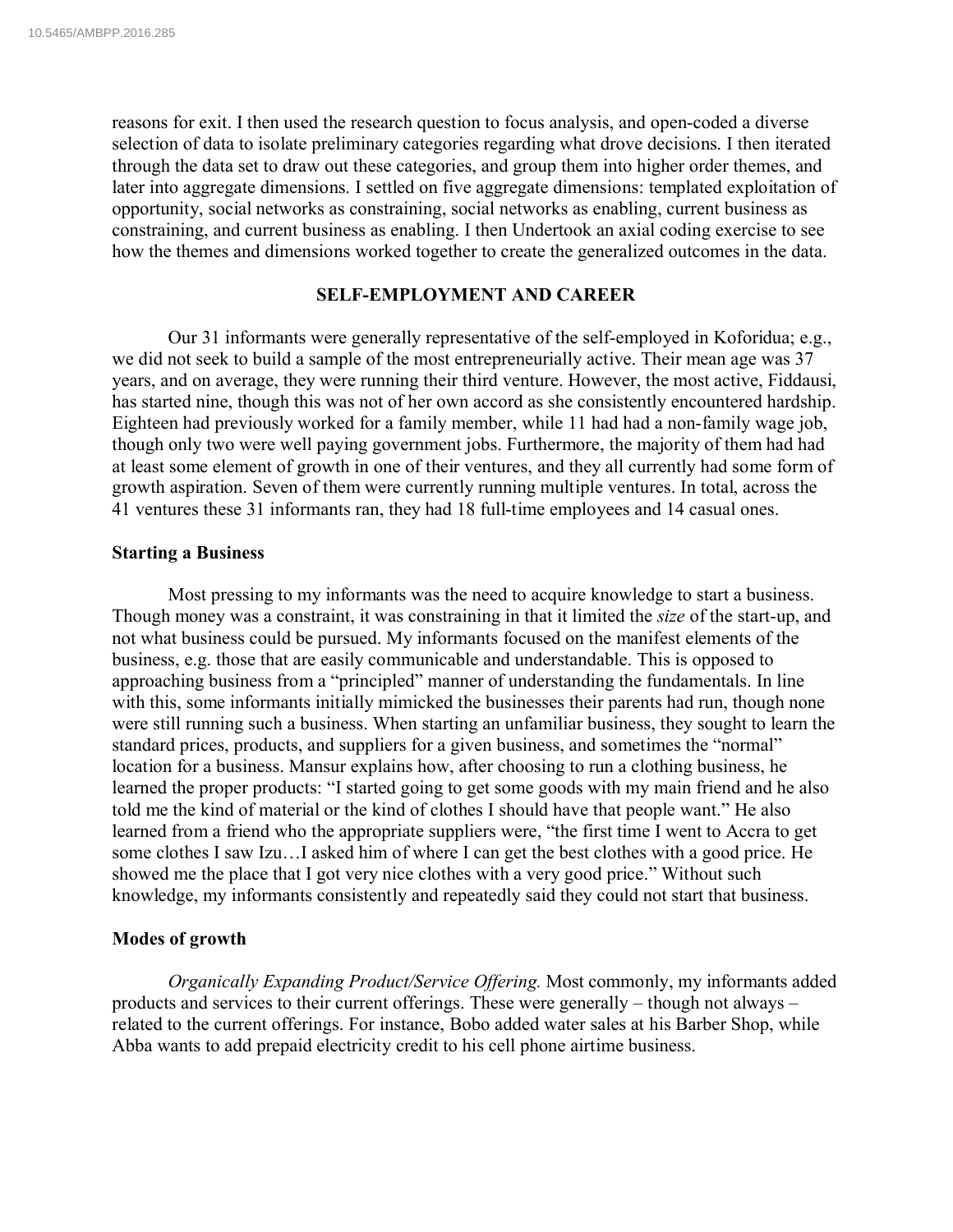reasons for exit. I then used the research question to focus analysis, and open-coded a diverse selection of data to isolate preliminary categories regarding what drove decisions. I then iterated through the data set to draw out these categories, and group them into higher order themes, and later into aggregate dimensions. I settled on five aggregate dimensions: templated exploitation of opportunity, social networks as constraining, social networks as enabling, current business as constraining, and current business as enabling. I then Undertook an axial coding exercise to see how the themes and dimensions worked together to create the generalized outcomes in the data.

## SELF-EMPLOYMENT AND CAREER

Our 31 informants were generally representative of the self-employed in Koforidua; e.g., we did not seek to build a sample of the most entrepreneurially active. Their mean age was 37 years, and on average, they were running their third venture. However, the most active, Fiddausi, has started nine, though this was not of her own accord as she consistently encountered hardship. Eighteen had previously worked for a family member, while 11 had had a non-family wage job, though only two were well paying government jobs. Furthermore, the majority of them had had at least some element of growth in one of their ventures, and they all currently had some form of growth aspiration. Seven of them were currently running multiple ventures. In total, across the 41 ventures these 31 informants ran, they had 18 full-time employees and 14 casual ones.

### Starting a Business

Most pressing to my informants was the need to acquire knowledge to start a business. Though money was a constraint, it was constraining in that it limited the *size* of the start-up, and not what business could be pursued. My informants focused on the manifest elements of the business, e.g. those that are easily communicable and understandable. This is opposed to approaching business from a "principled" manner of understanding the fundamentals. In line with this, some informants initially mimicked the businesses their parents had run, though none were still running such a business. When starting an unfamiliar business, they sought to learn the standard prices, products, and suppliers for a given business, and sometimes the "normal" location for a business. Mansur explains how, after choosing to run a clothing business, he learned the proper products: "I started going to get some goods with my main friend and he also told me the kind of material or the kind of clothes I should have that people want." He also learned from a friend who the appropriate suppliers were, "the first time I went to Accra to get some clothes I saw Izu…I asked him of where I can get the best clothes with a good price. He showed me the place that I got very nice clothes with a very good price." Without such knowledge, my informants consistently and repeatedly said they could not start that business.

### Modes of growth

*Organically Expanding Product/Service Offering.* Most commonly, my informants added products and services to their current offerings. These were generally – though not always – related to the current offerings. For instance, Bobo added water sales at his Barber Shop, while Abba wants to add prepaid electricity credit to his cell phone airtime business.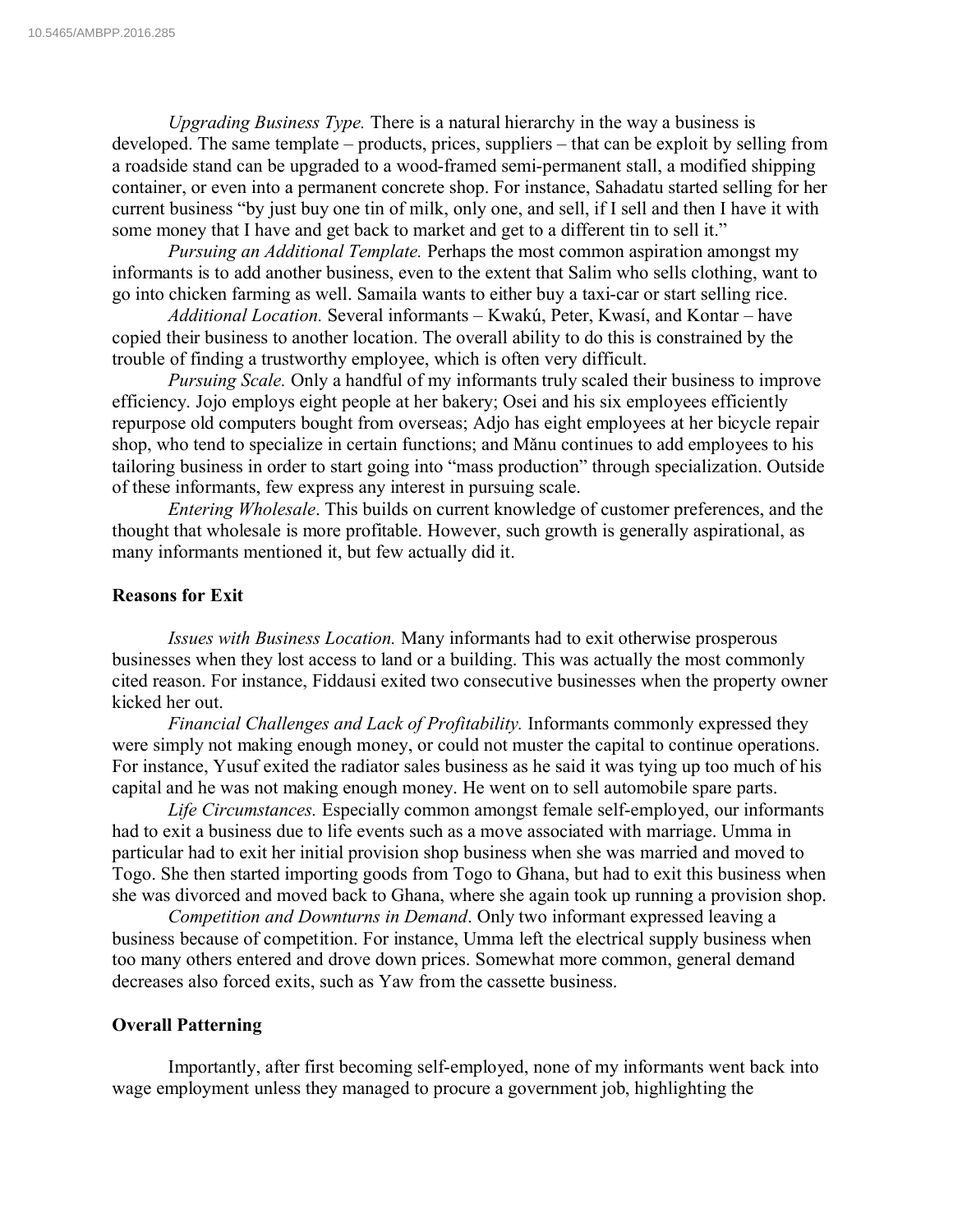*Upgrading Business Type.* There is a natural hierarchy in the way a business is developed. The same template – products, prices, suppliers – that can be exploit by selling from a roadside stand can be upgraded to a wood-framed semi-permanent stall, a modified shipping container, or even into a permanent concrete shop. For instance, Sahadatu started selling for her current business "by just buy one tin of milk, only one, and sell, if I sell and then I have it with some money that I have and get back to market and get to a different tin to sell it."

*Pursuing an Additional Template.* Perhaps the most common aspiration amongst my informants is to add another business, even to the extent that Salim who sells clothing, want to go into chicken farming as well. Samaila wants to either buy a taxi-car or start selling rice.

*Additional Location.* Several informants – Kwakú, Peter, Kwasí, and Kontar – have copied their business to another location. The overall ability to do this is constrained by the trouble of finding a trustworthy employee, which is often very difficult.

*Pursuing Scale.* Only a handful of my informants truly scaled their business to improve efficiency. Jojo employs eight people at her bakery; Osei and his six employees efficiently repurpose old computers bought from overseas; Adjo has eight employees at her bicycle repair shop, who tend to specialize in certain functions; and Mǎnu continues to add employees to his tailoring business in order to start going into "mass production" through specialization. Outside of these informants, few express any interest in pursuing scale.

*Entering Wholesale*. This builds on current knowledge of customer preferences, and the thought that wholesale is more profitable. However, such growth is generally aspirational, as many informants mentioned it, but few actually did it.

**Reasons for Exit**

*Issues with Business Location.* Many informants had to exit otherwise prosperous businesses when they lost access to land or a building. This was actually the most commonly cited reason. For instance, Fiddausi exited two consecutive businesses when the property owner kicked her out.

*Financial Challenges and Lack of Profitability.* Informants commonly expressed they were simply not making enough money, or could not muster the capital to continue operations. For instance, Yusuf exited the radiator sales business as he said it was tying up too much of his capital and he was not making enough money. He went on to sell automobile spare parts.

*Life Circumstances.* Especially common amongst female self-employed, our informants had to exit a business due to life events such as a move associated with marriage. Umma in particular had to exit her initial provision shop business when she was married and moved to Togo. She then started importing goods from Togo to Ghana, but had to exit this business when she was divorced and moved back to Ghana, where she again took up running a provision shop.

*Competition and Downturns in Demand*. Only two informant expressed leaving a business because of competition. For instance, Umma left the electrical supply business when too many others entered and drove down prices. Somewhat more common, general demand decreases also forced exits, such as Yaw from the cassette business.

**Overall Patterning**

Importantly, after first becoming self-employed, none of my informants went back into wage employment unless they managed to procure a government job, highlighting the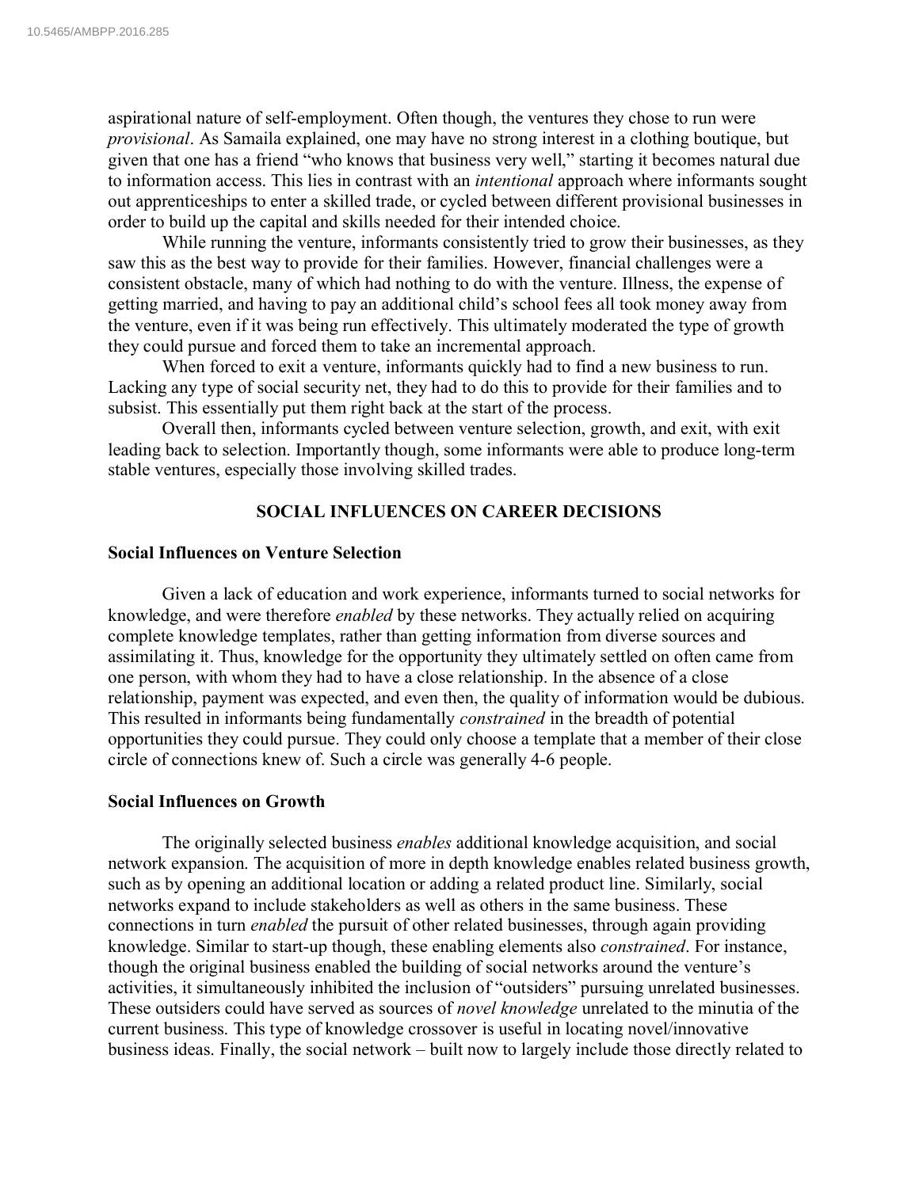aspirational nature of self-employment. Often though, the ventures they chose to run were *provisional*. As Samaila explained, one may have no strong interest in a clothing boutique, but given that one has a friend "who knows that business very well," starting it becomes natural due to information access. This lies in contrast with an *intentional* approach where informants sought out apprenticeships to enter a skilled trade, or cycled between different provisional businesses in order to build up the capital and skills needed for their intended choice.

While running the venture, informants consistently tried to grow their businesses, as they saw this as the best way to provide for their families. However, financial challenges were a consistent obstacle, many of which had nothing to do with the venture. Illness, the expense of getting married, and having to pay an additional child's school fees all took money away from the venture, even if it was being run effectively. This ultimately moderated the type of growth they could pursue and forced them to take an incremental approach.

When forced to exit a venture, informants quickly had to find a new business to run. Lacking any type of social security net, they had to do this to provide for their families and to subsist. This essentially put them right back at the start of the process.

Overall then, informants cycled between venture selection, growth, and exit, with exit leading back to selection. Importantly though, some informants were able to produce long-term stable ventures, especially those involving skilled trades.

## SOCIAL INFLUENCES ON CAREER DECISIONS

### Social Influences on Venture Selection

Given a lack of education and work experience, informants turned to social networks for knowledge, and were therefore *enabled* by these networks. They actually relied on acquiring complete knowledge templates, rather than getting information from diverse sources and assimilating it. Thus, knowledge for the opportunity they ultimately settled on often came from one person, with whom they had to have a close relationship. In the absence of a close relationship, payment was expected, and even then, the quality of information would be dubious. This resulted in informants being fundamentally *constrained* in the breadth of potential opportunities they could pursue. They could only choose a template that a member of their close circle of connections knew of. Such a circle was generally 4-6 people.

### Social Influences on Growth

The originally selected business *enables* additional knowledge acquisition, and social network expansion. The acquisition of more in depth knowledge enables related business growth, such as by opening an additional location or adding a related product line. Similarly, social networks expand to include stakeholders as well as others in the same business. These connections in turn *enabled* the pursuit of other related businesses, through again providing knowledge. Similar to start-up though, these enabling elements also *constrained*. For instance, though the original business enabled the building of social networks around the venture's activities, it simultaneously inhibited the inclusion of "outsiders" pursuing unrelated businesses. These outsiders could have served as sources of *novel knowledge* unrelated to the minutia of the current business. This type of knowledge crossover is useful in locating novel/innovative business ideas. Finally, the social network – built now to largely include those directly related to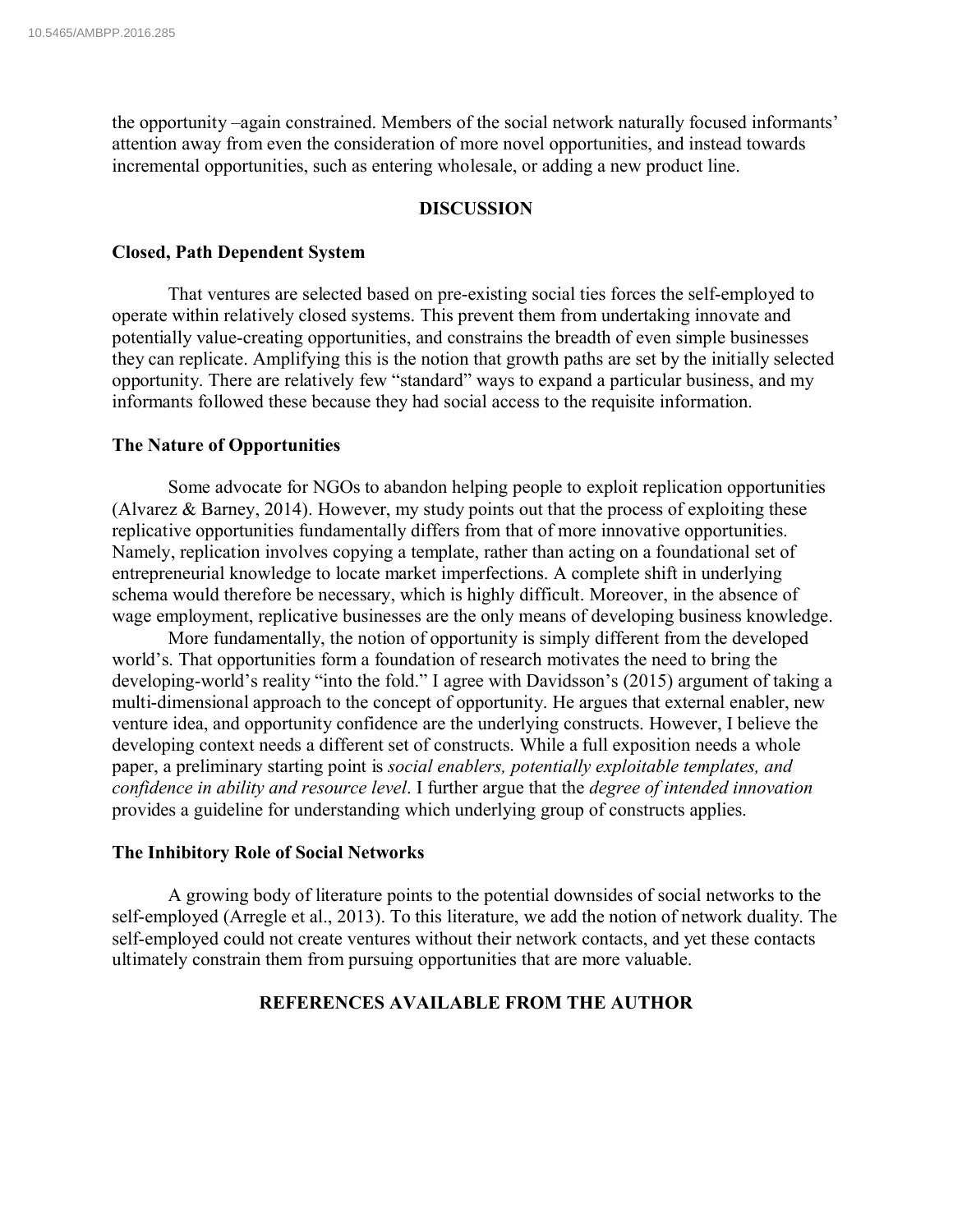the opportunity –again constrained. Members of the social network naturally focused informants' attention away from even the consideration of more novel opportunities, and instead towards incremental opportunities, such as entering wholesale, or adding a new product line.

## DISCUSSION

### Closed, Path Dependent System

That ventures are selected based on pre-existing social ties forces the self-employed to operate within relatively closed systems. This prevent them from undertaking innovate and potentially value-creating opportunities, and constrains the breadth of even simple businesses they can replicate. Amplifying this is the notion that growth paths are set by the initially selected opportunity. There are relatively few "standard" ways to expand a particular business, and my informants followed these because they had social access to the requisite information.

### The Nature of Opportunities

Some advocate for NGOs to abandon helping people to exploit replication opportunities (Alvarez & Barney, 2014). However, my study points out that the process of exploiting these replicative opportunities fundamentally differs from that of more innovative opportunities. Namely, replication involves copying a template, rather than acting on a foundational set of entrepreneurial knowledge to locate market imperfections. A complete shift in underlying schema would therefore be necessary, which is highly difficult. Moreover, in the absence of wage employment, replicative businesses are the only means of developing business knowledge.

More fundamentally, the notion of opportunity is simply different from the developed world's. That opportunities form a foundation of research motivates the need to bring the developing-world's reality "into the fold." I agree with Davidsson's (2015) argument of taking a multi-dimensional approach to the concept of opportunity. He argues that external enabler, new venture idea, and opportunity confidence are the underlying constructs. However, I believe the developing context needs a different set of constructs. While a full exposition needs a whole paper, a preliminary starting point is *social enablers, potentially exploitable templates, and confidence in ability and resource level*. I further argue that the *degree of intended innovation* provides a guideline for understanding which underlying group of constructs applies.

### The Inhibitory Role of Social Networks

A growing body of literature points to the potential downsides of social networks to the self-employed (Arregle et al., 2013). To this literature, we add the notion of network duality. The self-employed could not create ventures without their network contacts, and yet these contacts ultimately constrain them from pursuing opportunities that are more valuable.

## REFERENCES AVAILABLE FROM THE AUTHOR